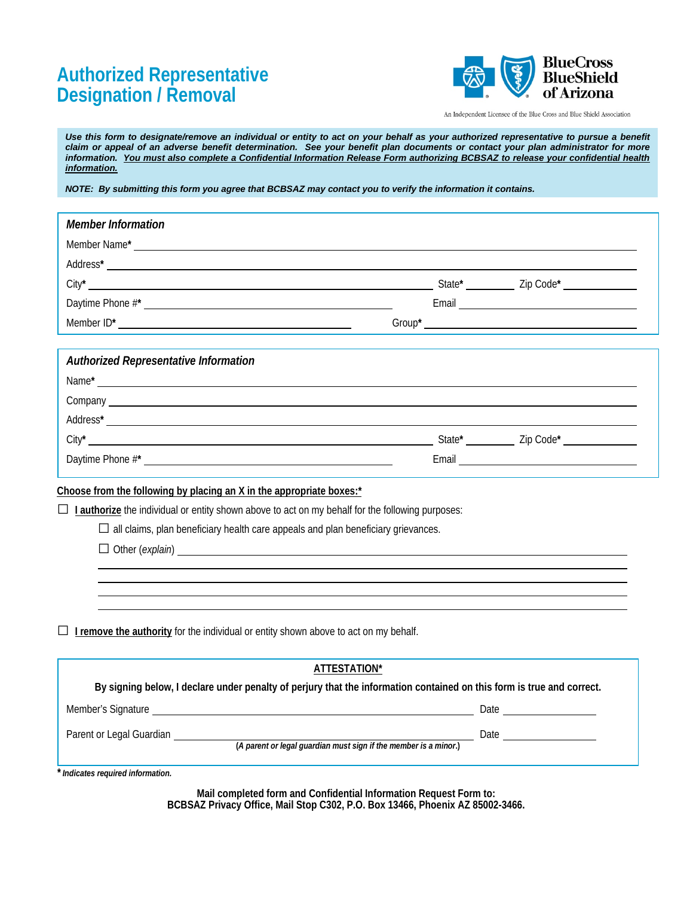# Authorized Representative Designation / Removal

BlueCross BlueShield of Arizona

An Independent Licensee of the Blue Cross and Blue Shield Association

***Use this form to designate/remove an individual or entity to act on your behalf as your authorized representative to pursue a benefit claim or appeal of an adverse benefit determination. See your benefit plan documents or contact your plan administrator for more information. <u>You must also complete a Confidential Information Release Form authorizing BCBSAZ to release your confidential health information.</u>***

***NOTE: By submitting this form you agree that BCBSAZ may contact you to verify the information it contains.***

## *Member Information*

Member Name* ______________________________________________

Address* ______________________________________________

City* ______________________________ State* __________ Zip Code* __________

Daytime Phone #* ______________________________ Email ______________________________

Member ID* ______________________________ Group* ______________________________

## *Authorized Representative Information*

Name* ______________________________________________

Company ______________________________________________

Address* ______________________________________________

City* ______________________________ State* __________ Zip Code* __________

Daytime Phone #* ______________________________ Email ______________________________

**<u>Choose from the following by placing an X in the appropriate boxes:*</u>**

☐ **<u>I authorize</u>** the individual or entity shown above to act on my behalf for the following purposes:

- ☐ all claims, plan beneficiary health care appeals and plan beneficiary grievances.
- ☐ Other (*explain*) ______________________________________________

______________________________________________

______________________________________________

______________________________________________

______________________________________________

☐ **<u>I remove the authority</u>** for the individual or entity shown above to act on my behalf.

**<u>ATTESTATION*</u>**

**By signing below, I declare under penalty of perjury that the information contained on this form is true and correct.**

Member's Signature ______________________________ Date __________

Parent or Legal Guardian ______________________________ Date __________

***(A parent or legal guardian must sign if the member is a minor.)***

***\* Indicates required information.***

**Mail completed form and Confidential Information Request Form to:**
**BCBSAZ Privacy Office, Mail Stop C302, P.O. Box 13466, Phoenix AZ 85002-3466.**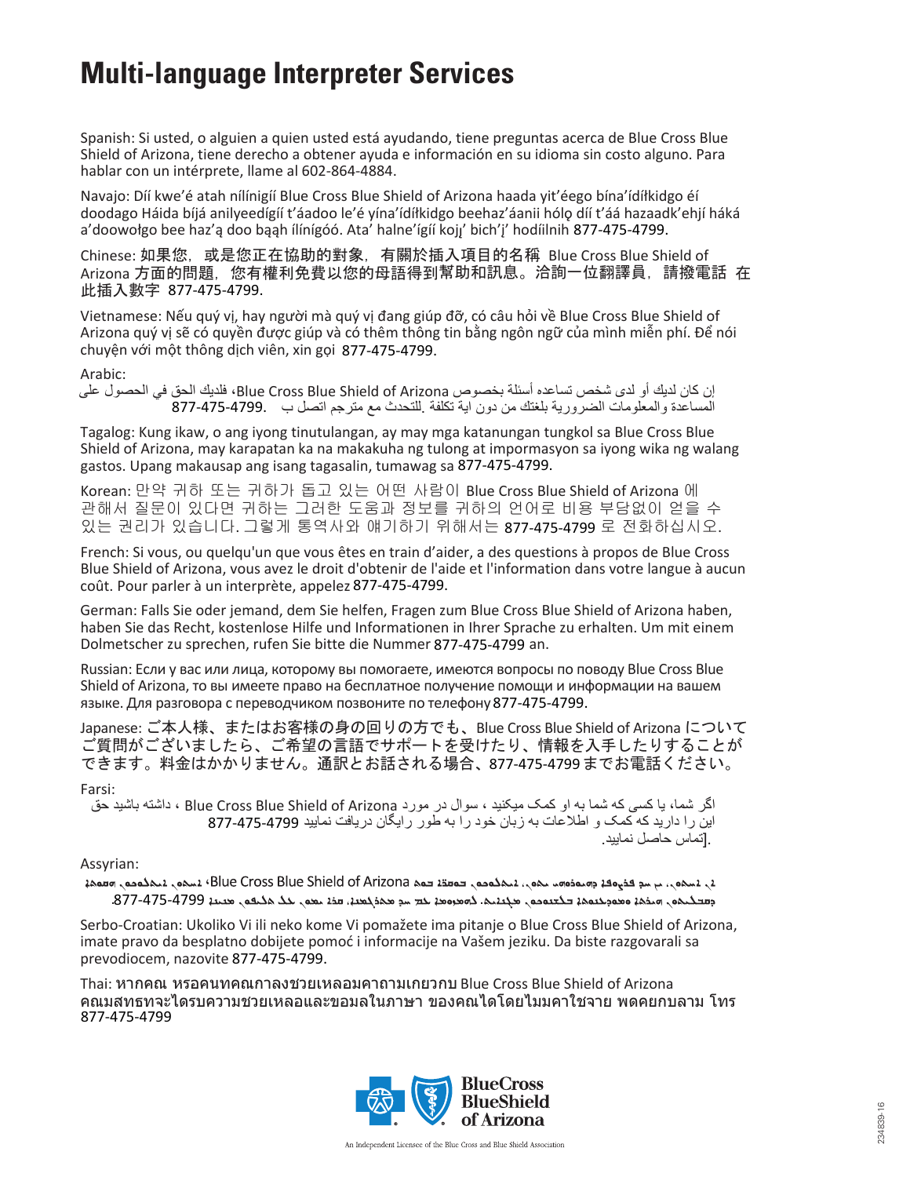# Multi-language Interpreter Services

Spanish: Si usted, o alguien a quien usted está ayudando, tiene preguntas acerca de Blue Cross Blue Shield of Arizona, tiene derecho a obtener ayuda e información en su idioma sin costo alguno. Para hablar con un intérprete, llame al 602-864-4884.

Navajo: Díí kwe'é atah nílínígíí Blue Cross Blue Shield of Arizona haada yit'éego bína'ídílkidgo éí doodago Háida bíjá anilyeedígíí t'áadoo le'é yína'ídílkidgo beehaz'áanii hóló díí t'áá hazaadk'ehjí háká a'doowołgo bee haz'ą doo bąąh ílínígóó. Ata' halne'ígíí kojį' bich'į' hodíilnih 877-475-4799.

Chinese: 如果您，或是您正在協助的對象，有關於插入項目的名稱 Blue Cross Blue Shield of Arizona 方面的問題，您有權利免費以您的母語得到幫助和訊息。洽詢一位翻譯員，請撥電話 在此插入數字 877-475-4799.

Vietnamese: Nếu quý vị, hay người mà quý vị đang giúp đỡ, có câu hỏi về Blue Cross Blue Shield of Arizona quý vị sẽ có quyền được giúp và có thêm thông tin bằng ngôn ngữ của mình miễn phí. Để nói chuyện với một thông dịch viên, xin gọi 877-475-4799.

Arabic:

إن كان لديك أو لدى شخص تساعده أسئلة بخصوص Blue Cross Blue Shield of Arizona، فلديك الحق في الحصول على المساعدة والمعلومات الضرورية بلغتك من دون اية تكلفة .للتحدث مع مترجم اتصل ب 877-475-4799.

Tagalog: Kung ikaw, o ang iyong tinutulangan, ay may mga katanungan tungkol sa Blue Cross Blue Shield of Arizona, may karapatan ka na makakuha ng tulong at impormasyon sa iyong wika ng walang gastos. Upang makausap ang isang tagasalin, tumawag sa 877-475-4799.

Korean: 만약 귀하 또는 귀하가 돕고 있는 어떤 사람이 Blue Cross Blue Shield of Arizona 에 관해서 질문이 있다면 귀하는 그러한 도움과 정보를 귀하의 언어로 비용 부담없이 얻을 수 있는 권리가 있습니다. 그렇게 통역사와 얘기하기 위해서는 877-475-4799 로 전화하십시오.

French: Si vous, ou quelqu'un que vous êtes en train d'aider, a des questions à propos de Blue Cross Blue Shield of Arizona, vous avez le droit d'obtenir de l'aide et l'information dans votre langue à aucun coût. Pour parler à un interprète, appelez 877-475-4799.

German: Falls Sie oder jemand, dem Sie helfen, Fragen zum Blue Cross Blue Shield of Arizona haben, haben Sie das Recht, kostenlose Hilfe und Informationen in Ihrer Sprache zu erhalten. Um mit einem Dolmetscher zu sprechen, rufen Sie bitte die Nummer 877-475-4799 an.

Russian: Если у вас или лица, которому вы помогаете, имеются вопросы по поводу Blue Cross Blue Shield of Arizona, то вы имеете право на бесплатное получение помощи и информации на вашем языке. Для разговора с переводчиком позвоните по телефону 877-475-4799.

Japanese: ご本人様、またはお客様の身の回りの方でも、Blue Cross Blue Shield of Arizona についてご質問がございましたら、ご希望の言語でサポートを受けたり、情報を入手したりすることができます。料金はかかりません。通訳とお話される場合、877-475-4799までお電話ください。

Farsi:

اگر شما، یا کسی که شما به او کمک میکنید ، سوال در مورد Blue Cross Blue Shield of Arizona ، داشته باشید حق این را دارید که کمک و اطلاعات به زبان خود را به طور رایگان دریافت نمایید 877-475-4799 .[تماس حاصل نمایید.

Assyrian:

ܐܢ ܐܢܬܘܢ، ܝܢ ܚܕ ܐܢܫܐ ܕܐܢܬܘܢ ܥܕܪܝܬܘܢ ܠܗ، ܐܝܬ ܠܗ ܫܘܐܠܐ ܒܘ Blue Cross Blue Shield of Arizona، ܐܢܬܘܢ ܐܝܬ ܠܘܟܘܢ ܙܕܩܐ ܕܡܩܒܠܝܬܘܢ ܥܘܕܪܢܐ ܘܡܘܕܥܢܘܬܐ ܒܠܫܢܘܟܘܢ ܡܓܢܐܝܬ. ܠܡܡܠܠܐ ܥܡ ܡܬܪܓܡܢܐ، ܩܪܘ ܠܡܢܝܢܐ 877-475-4799.

Serbo-Croatian: Ukoliko Vi ili neko kome Vi pomažete ima pitanje o Blue Cross Blue Shield of Arizona, imate pravo da besplatno dobijete pomoć i informacije na Vašem jeziku. Da biste razgovarali sa prevodiocem, nazovite 877-475-4799.

Thai: หากคณ หรอคนทคณกาลงชวยเหลอมคาถามเกยวกบ Blue Cross Blue Shield of Arizona คณมสทธทจะไดรบความชวยเหลอและขอมลในภาษา ของคณไดโดยไมมคาใชจาย พดคยกบลาม โทร 877-475-4799

BlueCross BlueShield of Arizona

An Independent Licensee of the Blue Cross and Blue Shield Association

234839-16